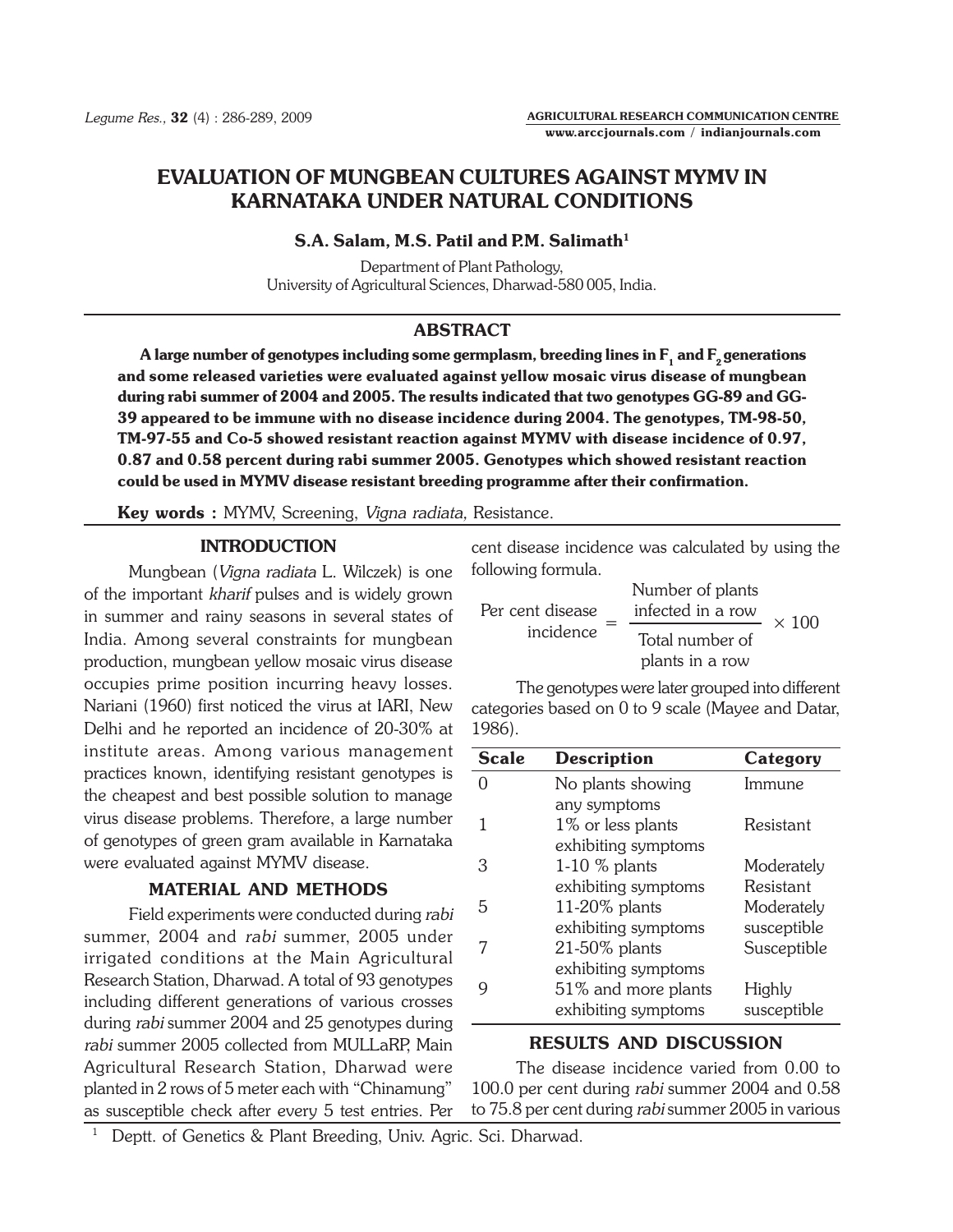# EVALUATION OF MUNGBEAN CULTURES AGAINST MYMV IN KARNATAKA UNDER NATURAL CONDITIONS

**S.A. Salam, M.S. Patil and P.M. Salimath[1]**

Department of Plant Pathology,
University of Agricultural Sciences, Dharwad-580 005, India.

## ABSTRACT

**A large number of genotypes including some germplasm, breeding lines in $F_1$ and $F_2$ generations and some released varieties were evaluated against yellow mosaic virus disease of mungbean during rabi summer of 2004 and 2005. The results indicated that two genotypes GG-89 and GG-39 appeared to be immune with no disease incidence during 2004. The genotypes, TM-98-50, TM-97-55 and Co-5 showed resistant reaction against MYMV with disease incidence of 0.97, 0.87 and 0.58 percent during rabi summer 2005. Genotypes which showed resistant reaction could be used in MYMV disease resistant breeding programme after their confirmation.**

**Key words :** MYMV, Screening, *Vigna radiata*, Resistance.

## INTRODUCTION

Mungbean (*Vigna radiata* L. Wilczek) is one of the important *kharif* pulses and is widely grown in summer and rainy seasons in several states of India. Among several constraints for mungbean production, mungbean yellow mosaic virus disease occupies prime position incurring heavy losses. Nariani (1960) first noticed the virus at IARI, New Delhi and he reported an incidence of 20-30% at institute areas. Among various management practices known, identifying resistant genotypes is the cheapest and best possible solution to manage virus disease problems. Therefore, a large number of genotypes of green gram available in Karnataka were evaluated against MYMV disease.

## MATERIAL AND METHODS

Field experiments were conducted during *rabi* summer, 2004 and *rabi* summer, 2005 under irrigated conditions at the Main Agricultural Research Station, Dharwad. A total of 93 genotypes including different generations of various crosses during *rabi* summer 2004 and 25 genotypes during *rabi* summer 2005 collected from MULLaRP, Main Agricultural Research Station, Dharwad were planted in 2 rows of 5 meter each with "Chinamung" as susceptible check after every 5 test entries. Per cent disease incidence was calculated by using the following formula.

$$\text{Per cent disease incidence} = \frac{\text{Number of plants infected in a row}}{\text{Total number of plants in a row}} \times 100$$

The genotypes were later grouped into different categories based on 0 to 9 scale (Mayee and Datar, 1986).

| Scale | Description | Category |
|---|---|---|
| 0 | No plants showing any symptoms | Immune |
| 1 | 1% or less plants exhibiting symptoms | Resistant |
| 3 | 1-10 % plants exhibiting symptoms | Moderately Resistant |
| 5 | 11-20% plants exhibiting symptoms | Moderately susceptible |
| 7 | 21-50% plants exhibiting symptoms | Susceptible |
| 9 | 51% and more plants exhibiting symptoms | Highly susceptible |

## RESULTS AND DISCUSSION

The disease incidence varied from 0.00 to 100.0 per cent during *rabi* summer 2004 and 0.58 to 75.8 per cent during *rabi* summer 2005 in various

[1] Deptt. of Genetics & Plant Breeding, Univ. Agric. Sci. Dharwad.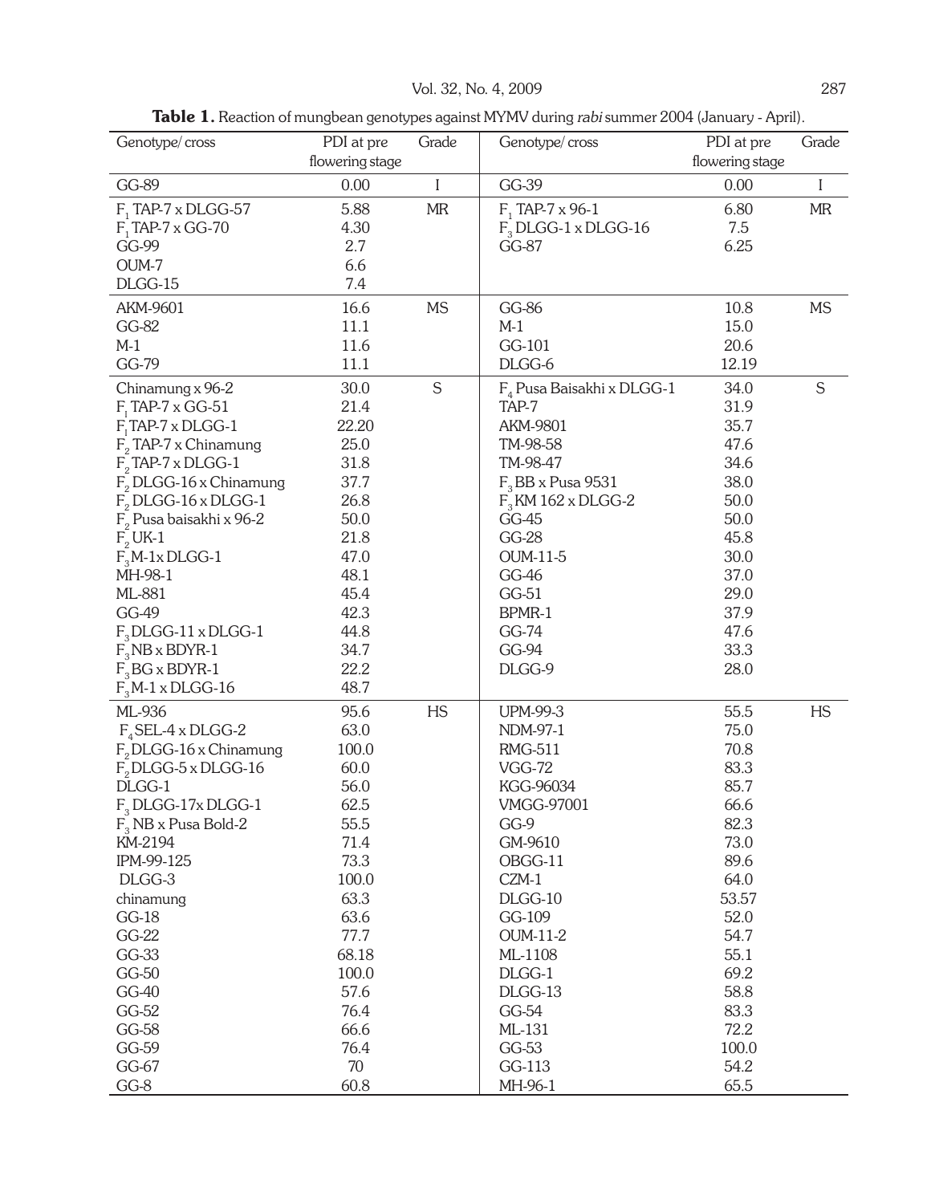**Table 1.** Reaction of mungbean genotypes against MYMV during *rabi* summer 2004 (January - April).

| Genotype/ cross | PDI at pre flowering stage | Grade | Genotype/ cross | PDI at pre flowering stage | Grade |
|---|---|---|---|---|---|
| GG-89 | 0.00 | I | GG-39 | 0.00 | I |
| $F_1$ TAP-7 x DLGG-57 | 5.88 | MR | $F_1$ TAP-7 x 96-1 | 6.80 | MR |
| $F_1$ TAP-7 x GG-70 | 4.30 | | $F_3$ DLGG-1 x DLGG-16 | 7.5 | |
| GG-99 | 2.7 | | GG-87 | 6.25 | |
| OUM-7 | 6.6 | | | | |
| DLGG-15 | 7.4 | | | | |
| AKM-9601 | 16.6 | MS | GG-86 | 10.8 | MS |
| GG-82 | 11.1 | | M-1 | 15.0 | |
| M-1 | 11.6 | | GG-101 | 20.6 | |
| GG-79 | 11.1 | | DLGG-6 | 12.19 | |
| Chinamung x 96-2 | 30.0 | S | $F_4$ Pusa Baisakhi x DLGG-1 | 34.0 | S |
| $F_1$ TAP-7 x GG-51 | 21.4 | | TAP-7 | 31.9 | |
| $F_1$ TAP-7 x DLGG-1 | 22.20 | | AKM-9801 | 35.7 | |
| $F_2$ TAP-7 x Chinamung | 25.0 | | TM-98-58 | 47.6 | |
| $F_2$ TAP-7 x DLGG-1 | 31.8 | | TM-98-47 | 34.6 | |
| $F_2$ DLGG-16 x Chinamung | 37.7 | | $F_3$ BB x Pusa 9531 | 38.0 | |
| $F_2$ DLGG-16 x DLGG-1 | 26.8 | | $F_3$ KM 162 x DLGG-2 | 50.0 | |
| $F_2$ Pusa baisakhi x 96-2 | 50.0 | | GG-45 | 50.0 | |
| $F_2$ UK-1 | 21.8 | | GG-28 | 45.8 | |
| $F_3$ M-1x DLGG-1 | 47.0 | | OUM-11-5 | 30.0 | |
| MH-98-1 | 48.1 | | GG-46 | 37.0 | |
| ML-881 | 45.4 | | GG-51 | 29.0 | |
| GG-49 | 42.3 | | BPMR-1 | 37.9 | |
| $F_3$ DLGG-11 x DLGG-1 | 44.8 | | GG-74 | 47.6 | |
| $F_3$ NB x BDYR-1 | 34.7 | | GG-94 | 33.3 | |
| $F_3$ BG x BDYR-1 | 22.2 | | DLGG-9 | 28.0 | |
| $F_3$ M-1 x DLGG-16 | 48.7 | | | | |
| ML-936 | 95.6 | HS | UPM-99-3 | 55.5 | HS |
| $F_4$ SEL-4 x DLGG-2 | 63.0 | | NDM-97-1 | 75.0 | |
| $F_2$ DLGG-16 x Chinamung | 100.0 | | RMG-511 | 70.8 | |
| $F_2$ DLGG-5 x DLGG-16 | 60.0 | | VGG-72 | 83.3 | |
| DLGG-1 | 56.0 | | KGG-96034 | 85.7 | |
| $F_3$ DLGG-17x DLGG-1 | 62.5 | | VMGG-97001 | 66.6 | |
| $F_3$ NB x Pusa Bold-2 | 55.5 | | GG-9 | 82.3 | |
| KM-2194 | 71.4 | | GM-9610 | 73.0 | |
| IPM-99-125 | 73.3 | | OBGG-11 | 89.6 | |
| DLGG-3 | 100.0 | | CZM-1 | 64.0 | |
| chinamung | 63.3 | | DLGG-10 | 53.57 | |
| GG-18 | 63.6 | | GG-109 | 52.0 | |
| GG-22 | 77.7 | | OUM-11-2 | 54.7 | |
| GG-33 | 68.18 | | ML-1108 | 55.1 | |
| GG-50 | 100.0 | | DLGG-1 | 69.2 | |
| GG-40 | 57.6 | | DLGG-13 | 58.8 | |
| GG-52 | 76.4 | | GG-54 | 83.3 | |
| GG-58 | 66.6 | | ML-131 | 72.2 | |
| GG-59 | 76.4 | | GG-53 | 100.0 | |
| GG-67 | 70 | | GG-113 | 54.2 | |
| GG-8 | 60.8 | | MH-96-1 | 65.5 | |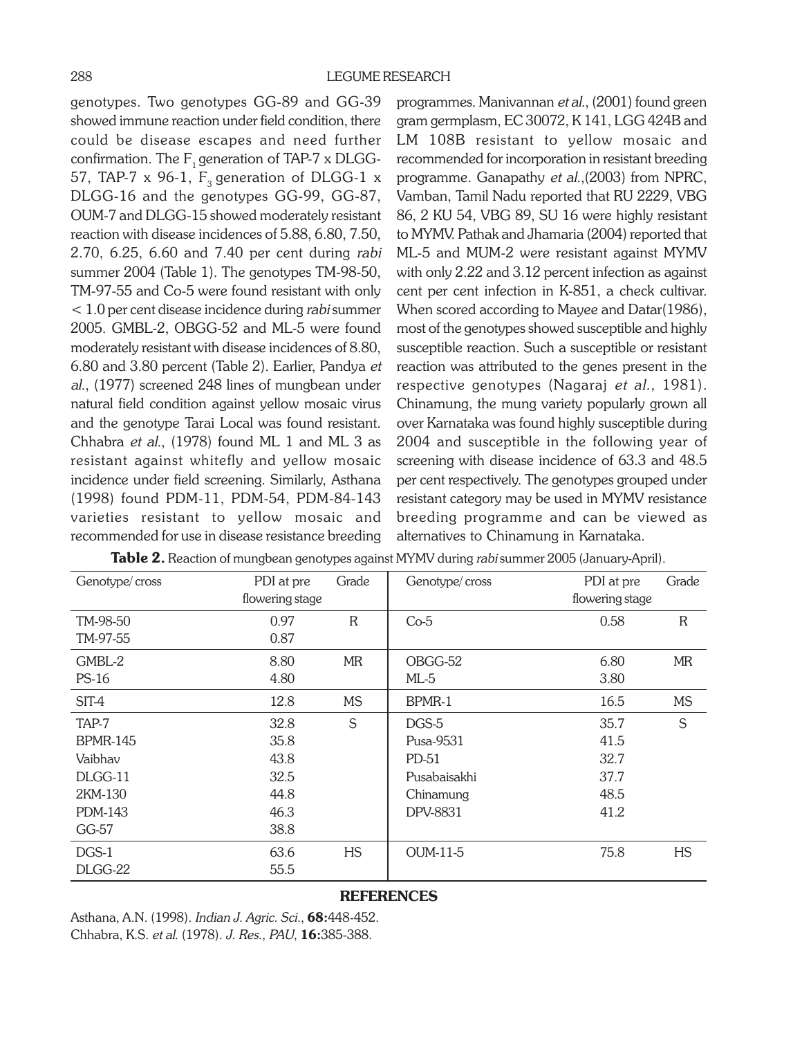genotypes. Two genotypes GG-89 and GG-39 showed immune reaction under field condition, there could be disease escapes and need further confirmation. The $F_1$ generation of TAP-7 x DLGG-57, TAP-7 x 96-1, $F_3$ generation of DLGG-1 x DLGG-16 and the genotypes GG-99, GG-87, OUM-7 and DLGG-15 showed moderately resistant reaction with disease incidences of 5.88, 6.80, 7.50, 2.70, 6.25, 6.60 and 7.40 per cent during *rabi* summer 2004 (Table 1). The genotypes TM-98-50, TM-97-55 and Co-5 were found resistant with only < 1.0 per cent disease incidence during *rabi* summer 2005. GMBL-2, OBGG-52 and ML-5 were found moderately resistant with disease incidences of 8.80, 6.80 and 3.80 percent (Table 2). Earlier, Pandya *et al*., (1977) screened 248 lines of mungbean under natural field condition against yellow mosaic virus and the genotype Tarai Local was found resistant. Chhabra *et al*., (1978) found ML 1 and ML 3 as resistant against whitefly and yellow mosaic incidence under field screening. Similarly, Asthana (1998) found PDM-11, PDM-54, PDM-84-143 varieties resistant to yellow mosaic and recommended for use in disease resistance breeding programmes. Manivannan *et al*., (2001) found green gram germplasm, EC 30072, K 141, LGG 424B and LM 108B resistant to yellow mosaic and recommended for incorporation in resistant breeding programme. Ganapathy *et al*.,(2003) from NPRC, Vamban, Tamil Nadu reported that RU 2229, VBG 86, 2 KU 54, VBG 89, SU 16 were highly resistant to MYMV. Pathak and Jhamaria (2004) reported that ML-5 and MUM-2 were resistant against MYMV with only 2.22 and 3.12 percent infection as against cent per cent infection in K-851, a check cultivar. When scored according to Mayee and Datar(1986), most of the genotypes showed susceptible and highly susceptible reaction. Such a susceptible or resistant reaction was attributed to the genes present in the respective genotypes (Nagaraj *et al.,* 1981). Chinamung, the mung variety popularly grown all over Karnataka was found highly susceptible during 2004 and susceptible in the following year of screening with disease incidence of 63.3 and 48.5 per cent respectively. The genotypes grouped under resistant category may be used in MYMV resistance breeding programme and can be viewed as alternatives to Chinamung in Karnataka.

**Table 2.** Reaction of mungbean genotypes against MYMV during *rabi* summer 2005 (January-April).

| Genotype/ cross | PDI at pre flowering stage | Grade | Genotype/ cross | PDI at pre flowering stage | Grade |
|---|---|---|---|---|---|
| TM-98-50 | 0.97 | R | Co-5 | 0.58 | R |
| TM-97-55 | 0.87 | | | | |
| GMBL-2 | 8.80 | MR | OBGG-52 | 6.80 | MR |
| PS-16 | 4.80 | | ML-5 | 3.80 | |
| SIT-4 | 12.8 | MS | BPMR-1 | 16.5 | MS |
| TAP-7 | 32.8 | S | DGS-5 | 35.7 | S |
| BPMR-145 | 35.8 | | Pusa-9531 | 41.5 | |
| Vaibhav | 43.8 | | PD-51 | 32.7 | |
| DLGG-11 | 32.5 | | Pusabaisakhi | 37.7 | |
| 2KM-130 | 44.8 | | Chinamung | 48.5 | |
| PDM-143 | 46.3 | | DPV-8831 | 41.2 | |
| GG-57 | 38.8 | | | | |
| DGS-1 | 63.6 | HS | OUM-11-5 | 75.8 | HS |
| DLGG-22 | 55.5 | | | | |

## REFERENCES

Asthana, A.N. (1998). *Indian J. Agric. Sci*., **68:**448-452.

Chhabra, K.S. *et al.* (1978). *J. Res., PAU*, **16:**385-388.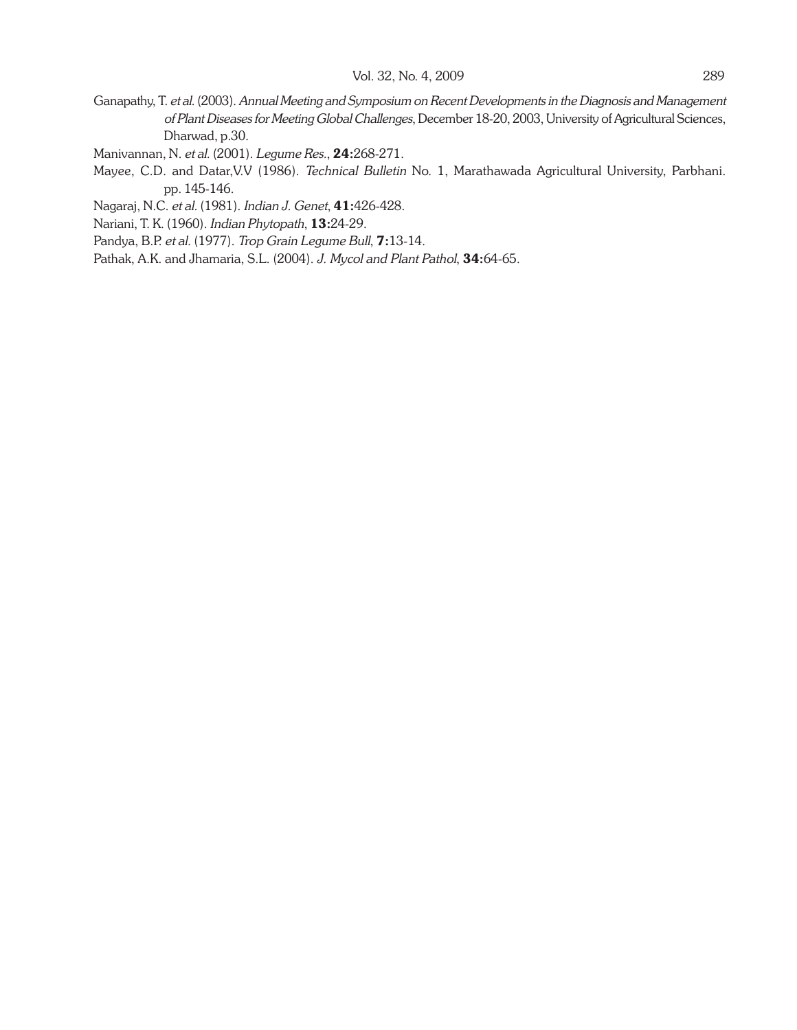Ganapathy, T. *et al.* (2003). *Annual Meeting and Symposium on Recent Developments in the Diagnosis and Management of Plant Diseases for Meeting Global Challenges*, December 18-20, 2003, University of Agricultural Sciences, Dharwad, p.30.

Manivannan, N. *et al.* (2001). *Legume Res.*, **24:**268-271.

Mayee, C.D. and Datar,V.V (1986). *Technical Bulletin* No. 1, Marathawada Agricultural University, Parbhani. pp. 145-146.

Nagaraj, N.C. *et al.* (1981). *Indian J. Genet*, **41:**426-428.

Nariani, T. K. (1960). *Indian Phytopath*, **13:**24-29.

Pandya, B.P. *et al.* (1977). *Trop Grain Legume Bull*, **7:**13-14.

Pathak, A.K. and Jhamaria, S.L. (2004). *J. Mycol and Plant Pathol*, **34:**64-65.